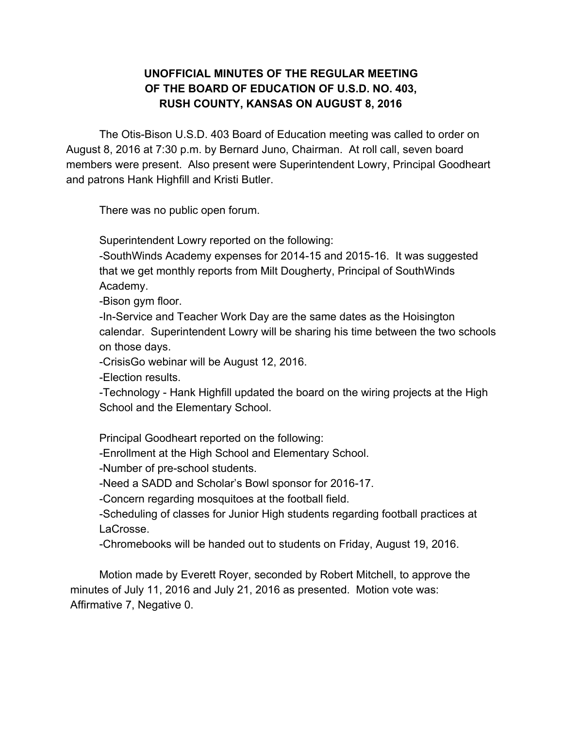**UNOFFICIAL MINUTES OF THE REGULAR MEETING OF THE BOARD OF EDUCATION OF U.S.D. NO. 403, RUSH COUNTY, KANSAS ON AUGUST 8, 2016**

The Otis-Bison U.S.D. 403 Board of Education meeting was called to order on August 8, 2016 at 7:30 p.m. by Bernard Juno, Chairman. At roll call, seven board members were present. Also present were Superintendent Lowry, Principal Goodheart and patrons Hank Highfill and Kristi Butler.

There was no public open forum.

Superintendent Lowry reported on the following:

-SouthWinds Academy expenses for 2014-15 and 2015-16. It was suggested that we get monthly reports from Milt Dougherty, Principal of SouthWinds Academy.

-Bison gym floor.

-In-Service and Teacher Work Day are the same dates as the Hoisington calendar. Superintendent Lowry will be sharing his time between the two schools on those days.

-CrisisGo webinar will be August 12, 2016.

-Election results.

-Technology - Hank Highfill updated the board on the wiring projects at the High School and the Elementary School.

Principal Goodheart reported on the following:

-Enrollment at the High School and Elementary School.

-Number of pre-school students.

-Need a SADD and Scholar's Bowl sponsor for 2016-17.

-Concern regarding mosquitoes at the football field.

-Scheduling of classes for Junior High students regarding football practices at LaCrosse.

-Chromebooks will be handed out to students on Friday, August 19, 2016.

Motion made by Everett Royer, seconded by Robert Mitchell, to approve the minutes of July 11, 2016 and July 21, 2016 as presented. Motion vote was: Affirmative 7, Negative 0.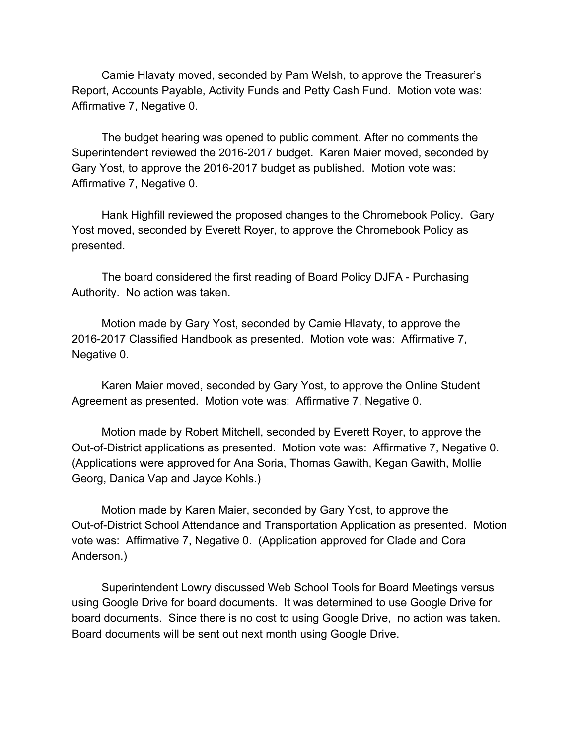Camie Hlavaty moved, seconded by Pam Welsh, to approve the Treasurer's Report, Accounts Payable, Activity Funds and Petty Cash Fund. Motion vote was: Affirmative 7, Negative 0.

The budget hearing was opened to public comment. After no comments the Superintendent reviewed the 2016-2017 budget. Karen Maier moved, seconded by Gary Yost, to approve the 2016-2017 budget as published. Motion vote was: Affirmative 7, Negative 0.

Hank Highfill reviewed the proposed changes to the Chromebook Policy. Gary Yost moved, seconded by Everett Royer, to approve the Chromebook Policy as presented.

The board considered the first reading of Board Policy DJFA - Purchasing Authority. No action was taken.

Motion made by Gary Yost, seconded by Camie Hlavaty, to approve the 2016-2017 Classified Handbook as presented. Motion vote was: Affirmative 7, Negative 0.

Karen Maier moved, seconded by Gary Yost, to approve the Online Student Agreement as presented. Motion vote was: Affirmative 7, Negative 0.

Motion made by Robert Mitchell, seconded by Everett Royer, to approve the Out-of-District applications as presented. Motion vote was: Affirmative 7, Negative 0. (Applications were approved for Ana Soria, Thomas Gawith, Kegan Gawith, Mollie Georg, Danica Vap and Jayce Kohls.)

Motion made by Karen Maier, seconded by Gary Yost, to approve the Out-of-District School Attendance and Transportation Application as presented. Motion vote was: Affirmative 7, Negative 0. (Application approved for Clade and Cora Anderson.)

Superintendent Lowry discussed Web School Tools for Board Meetings versus using Google Drive for board documents. It was determined to use Google Drive for board documents. Since there is no cost to using Google Drive, no action was taken. Board documents will be sent out next month using Google Drive.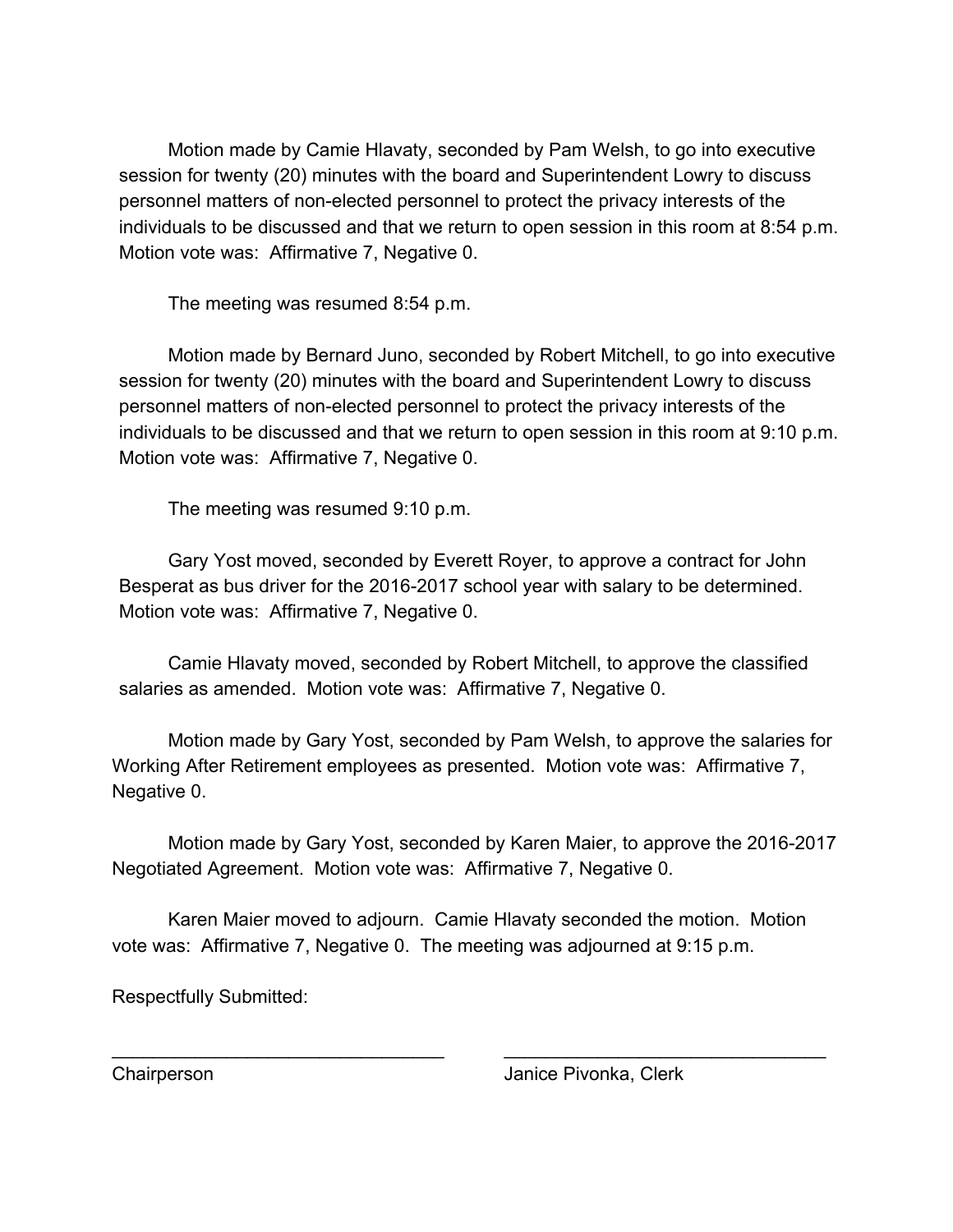Motion made by Camie Hlavaty, seconded by Pam Welsh, to go into executive session for twenty (20) minutes with the board and Superintendent Lowry to discuss personnel matters of non-elected personnel to protect the privacy interests of the individuals to be discussed and that we return to open session in this room at 8:54 p.m. Motion vote was: Affirmative 7, Negative 0.

The meeting was resumed 8:54 p.m.

Motion made by Bernard Juno, seconded by Robert Mitchell, to go into executive session for twenty (20) minutes with the board and Superintendent Lowry to discuss personnel matters of non-elected personnel to protect the privacy interests of the individuals to be discussed and that we return to open session in this room at 9:10 p.m. Motion vote was: Affirmative 7, Negative 0.

The meeting was resumed 9:10 p.m.

Gary Yost moved, seconded by Everett Royer, to approve a contract for John Besperat as bus driver for the 2016-2017 school year with salary to be determined. Motion vote was: Affirmative 7, Negative 0.

Camie Hlavaty moved, seconded by Robert Mitchell, to approve the classified salaries as amended. Motion vote was: Affirmative 7, Negative 0.

Motion made by Gary Yost, seconded by Pam Welsh, to approve the salaries for Working After Retirement employees as presented. Motion vote was: Affirmative 7, Negative 0.

Motion made by Gary Yost, seconded by Karen Maier, to approve the 2016-2017 Negotiated Agreement. Motion vote was: Affirmative 7, Negative 0.

Karen Maier moved to adjourn. Camie Hlavaty seconded the motion. Motion vote was: Affirmative 7, Negative 0. The meeting was adjourned at 9:15 p.m.

Respectfully Submitted:

________________________________ ________________________________

Chairperson Janice Pivonka, Clerk